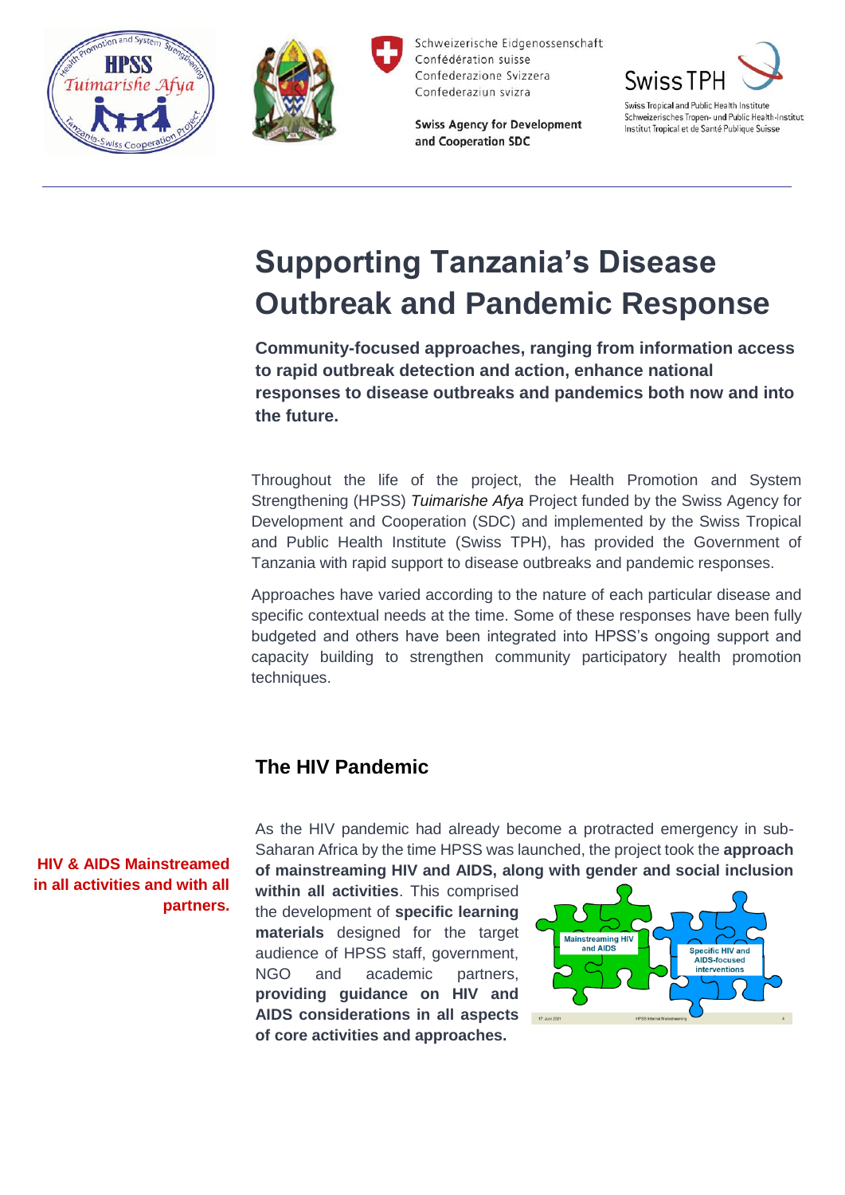# Supporting Tanzania's Disease Outbreak and Pandemic Response

**Community-focused approaches, ranging from information access to rapid outbreak detection and action, enhance national responses to disease outbreaks and pandemics both now and into the future.**

Throughout the life of the project, the Health Promotion and System Strengthening (HPSS) *Tuimarishe Afya* Project funded by the Swiss Agency for Development and Cooperation (SDC) and implemented by the Swiss Tropical and Public Health Institute (Swiss TPH), has provided the Government of Tanzania with rapid support to disease outbreaks and pandemic responses.

Approaches have varied according to the nature of each particular disease and specific contextual needs at the time. Some of these responses have been fully budgeted and others have been integrated into HPSS's ongoing support and capacity building to strengthen community participatory health promotion techniques.

## The HIV Pandemic

**HIV & AIDS Mainstreamed in all activities and with all partners.**

As the HIV pandemic had already become a protracted emergency in sub-Saharan Africa by the time HPSS was launched, the project took the **approach of mainstreaming HIV and AIDS, along with gender and social inclusion within all activities**. This comprised the development of **specific learning materials** designed for the target audience of HPSS staff, government, NGO and academic partners, **providing guidance on HIV and AIDS considerations in all aspects of core activities and approaches.**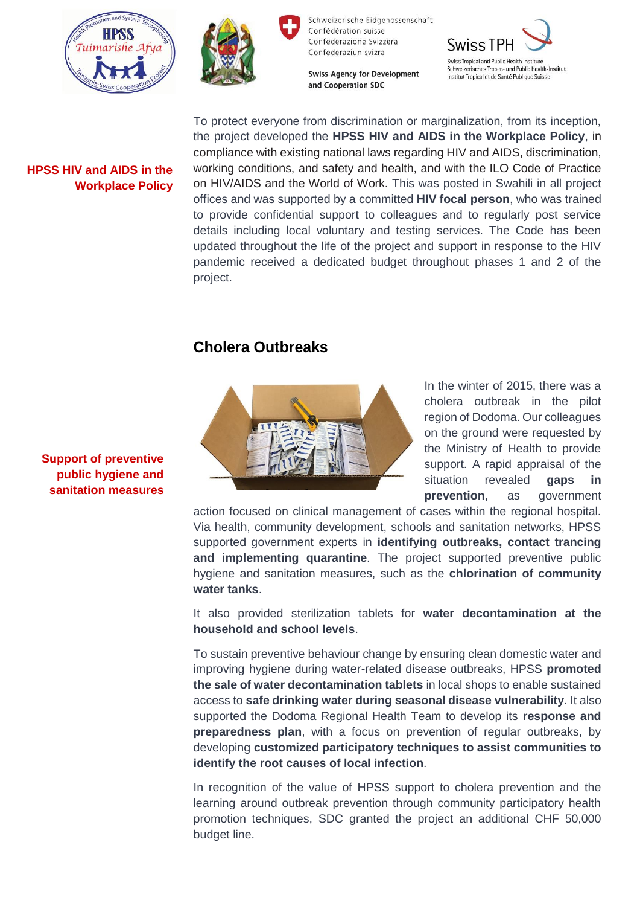**HPSS HIV and AIDS in the Workplace Policy**

To protect everyone from discrimination or marginalization, from its inception, the project developed the **HPSS HIV and AIDS in the Workplace Policy**, in compliance with existing national laws regarding HIV and AIDS, discrimination, working conditions, and safety and health, and with the ILO Code of Practice on HIV/AIDS and the World of Work. This was posted in Swahili in all project offices and was supported by a committed **HIV focal person**, who was trained to provide confidential support to colleagues and to regularly post service details including local voluntary and testing services. The Code has been updated throughout the life of the project and support in response to the HIV pandemic received a dedicated budget throughout phases 1 and 2 of the project.

## Cholera Outbreaks

**Support of preventive public hygiene and sanitation measures**

In the winter of 2015, there was a cholera outbreak in the pilot region of Dodoma. Our colleagues on the ground were requested by the Ministry of Health to provide support. A rapid appraisal of the situation revealed **gaps in prevention**, as government action focused on clinical management of cases within the regional hospital. Via health, community development, schools and sanitation networks, HPSS supported government experts in **identifying outbreaks, contact trancing and implementing quarantine**. The project supported preventive public hygiene and sanitation measures, such as the **chlorination of community water tanks**.

It also provided sterilization tablets for **water decontamination at the household and school levels**.

To sustain preventive behaviour change by ensuring clean domestic water and improving hygiene during water-related disease outbreaks, HPSS **promoted the sale of water decontamination tablets** in local shops to enable sustained access to **safe drinking water during seasonal disease vulnerability**. It also supported the Dodoma Regional Health Team to develop its **response and preparedness plan**, with a focus on prevention of regular outbreaks, by developing **customized participatory techniques to assist communities to identify the root causes of local infection**.

In recognition of the value of HPSS support to cholera prevention and the learning around outbreak prevention through community participatory health promotion techniques, SDC granted the project an additional CHF 50,000 budget line.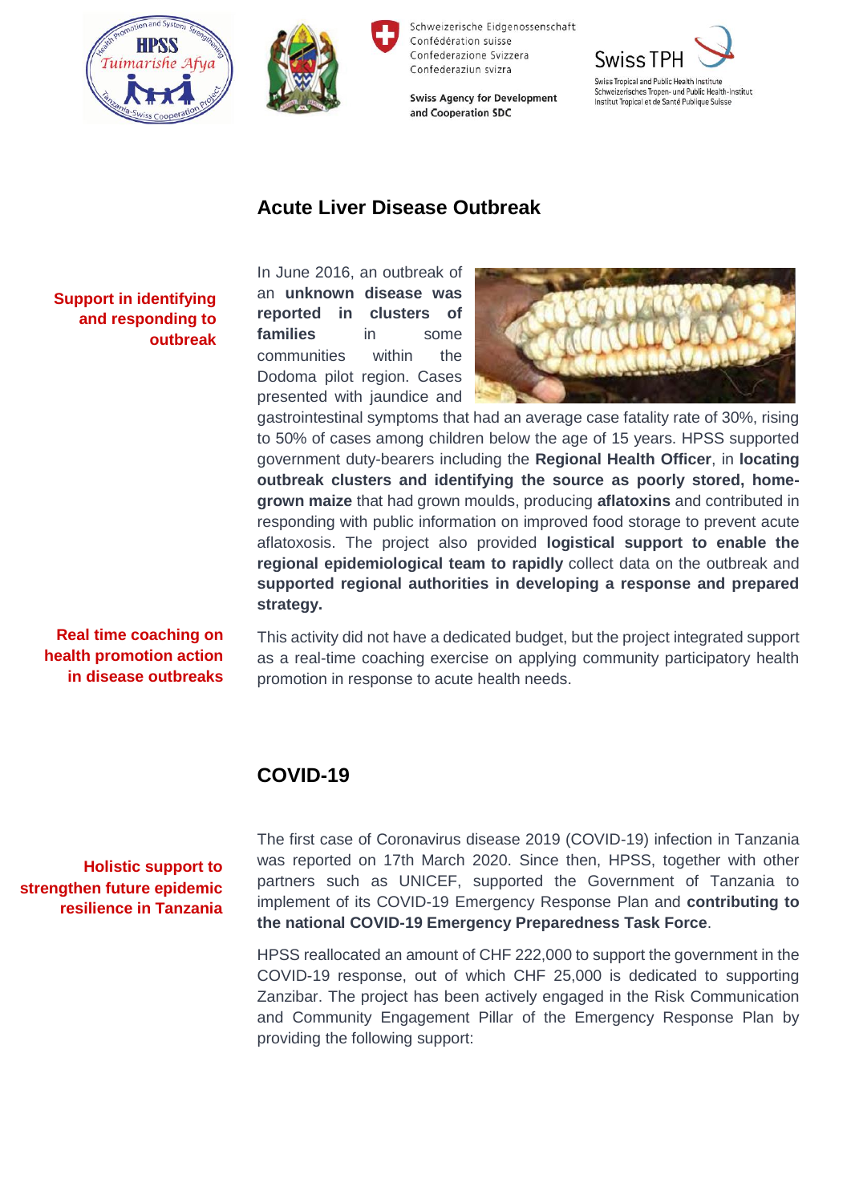## Acute Liver Disease Outbreak

**Support in identifying and responding to outbreak**

In June 2016, an outbreak of an **unknown disease was reported in clusters of families** in some communities within the Dodoma pilot region. Cases presented with jaundice and gastrointestinal symptoms that had an average case fatality rate of 30%, rising to 50% of cases among children below the age of 15 years. HPSS supported government duty-bearers including the **Regional Health Officer**, in **locating outbreak clusters and identifying the source as poorly stored, home-grown maize** that had grown moulds, producing **aflatoxins** and contributed in responding with public information on improved food storage to prevent acute aflatoxosis. The project also provided **logistical support to enable the regional epidemiological team to rapidly** collect data on the outbreak and **supported regional authorities in developing a response and prepared strategy.**

**Real time coaching on health promotion action in disease outbreaks**

This activity did not have a dedicated budget, but the project integrated support as a real-time coaching exercise on applying community participatory health promotion in response to acute health needs.

## COVID-19

**Holistic support to strengthen future epidemic resilience in Tanzania**

The first case of Coronavirus disease 2019 (COVID-19) infection in Tanzania was reported on 17th March 2020. Since then, HPSS, together with other partners such as UNICEF, supported the Government of Tanzania to implement of its COVID-19 Emergency Response Plan and **contributing to the national COVID-19 Emergency Preparedness Task Force**.

HPSS reallocated an amount of CHF 222,000 to support the government in the COVID-19 response, out of which CHF 25,000 is dedicated to supporting Zanzibar. The project has been actively engaged in the Risk Communication and Community Engagement Pillar of the Emergency Response Plan by providing the following support: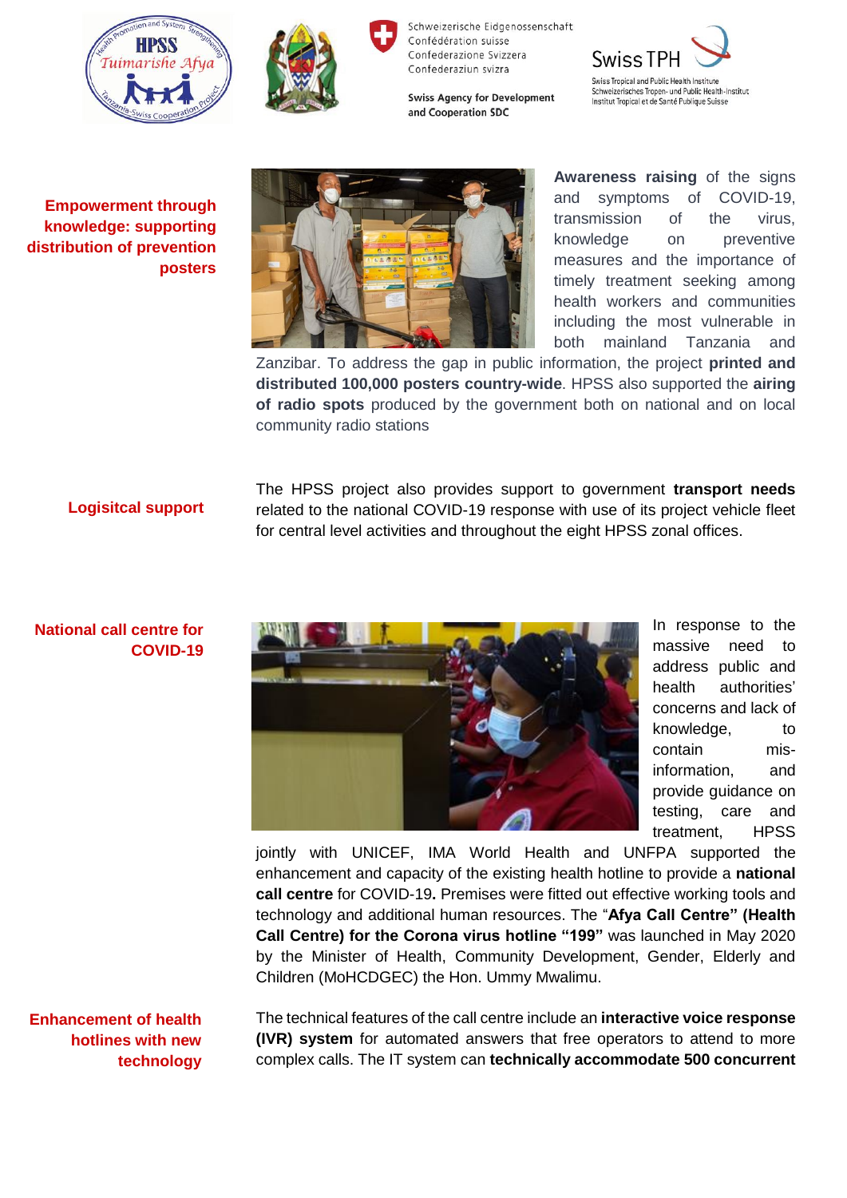Schweizerische Eidgenossenschaft
Confédération suisse
Confederazione Svizzera
Confederaziun svizra

Swiss Agency for Development and Cooperation SDC

Swiss TPH

Swiss Tropical and Public Health Institute
Schweizerisches Tropen- und Public Health-Institut
Institut Tropical et de Santé Publique Suisse

## Empowerment through knowledge: supporting distribution of prevention posters

**Awareness raising** of the signs and symptoms of COVID-19, transmission of the virus, knowledge on preventive measures and the importance of timely treatment seeking among health workers and communities including the most vulnerable in both mainland Tanzania and Zanzibar. To address the gap in public information, the project **printed and distributed 100,000 posters country-wide**. HPSS also supported the **airing of radio spots** produced by the government both on national and on local community radio stations

## Logisitcal support

The HPSS project also provides support to government **transport needs** related to the national COVID-19 response with use of its project vehicle fleet for central level activities and throughout the eight HPSS zonal offices.

## National call centre for COVID-19

In response to the massive need to address public and health authorities' concerns and lack of knowledge, to contain mis-information, and provide guidance on testing, care and treatment, HPSS jointly with UNICEF, IMA World Health and UNFPA supported the enhancement and capacity of the existing health hotline to provide a **national call centre** for COVID-19**.** Premises were fitted out effective working tools and technology and additional human resources. The "**Afya Call Centre" (Health Call Centre) for the Corona virus hotline "199"** was launched in May 2020 by the Minister of Health, Community Development, Gender, Elderly and Children (MoHCDGEC) the Hon. Ummy Mwalimu.

## Enhancement of health hotlines with new technology

The technical features of the call centre include an **interactive voice response (IVR) system** for automated answers that free operators to attend to more complex calls. The IT system can **technically accommodate 500 concurrent**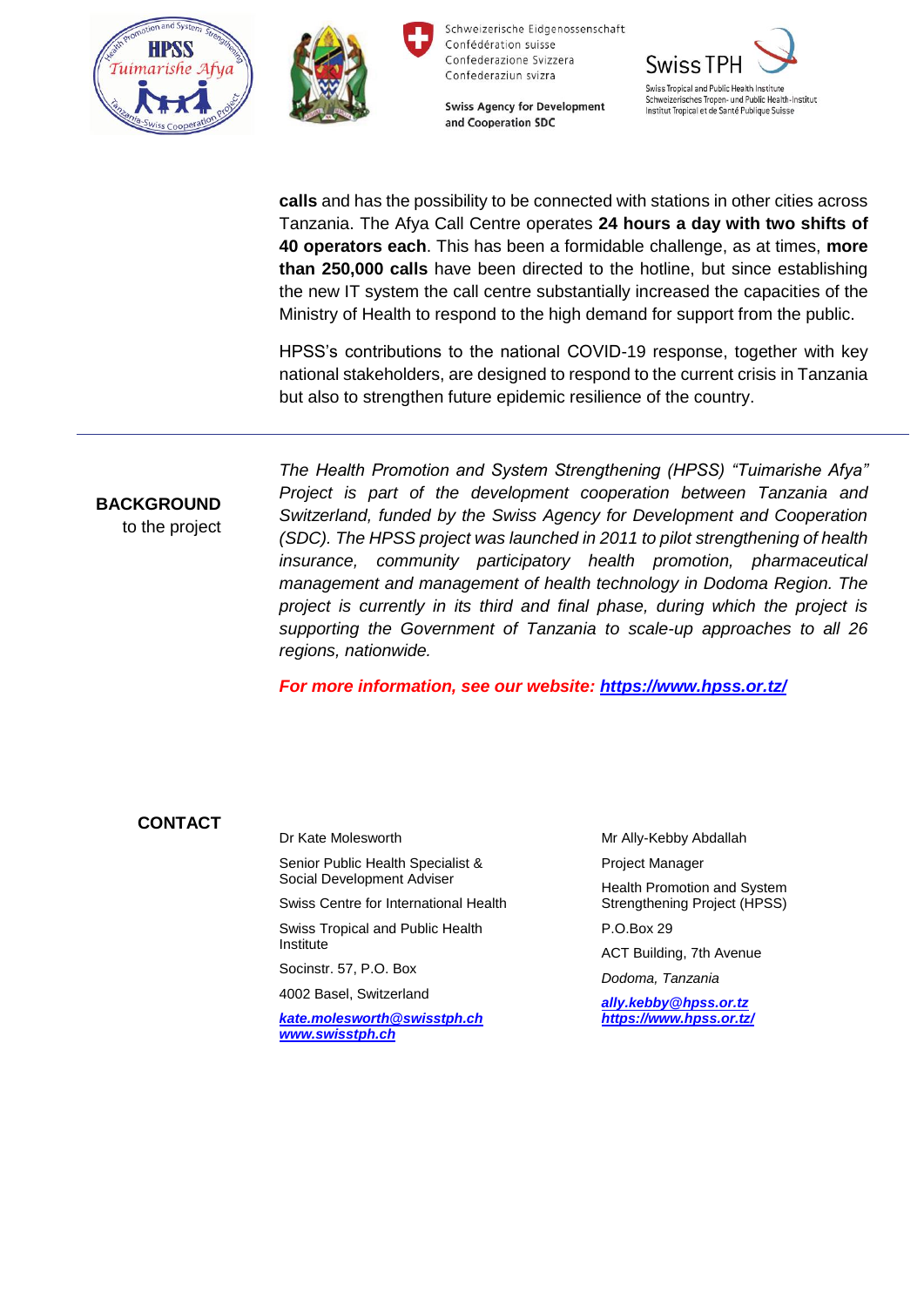**calls** and has the possibility to be connected with stations in other cities across Tanzania. The Afya Call Centre operates **24 hours a day with two shifts of 40 operators each**. This has been a formidable challenge, as at times, **more than 250,000 calls** have been directed to the hotline, but since establishing the new IT system the call centre substantially increased the capacities of the Ministry of Health to respond to the high demand for support from the public.

HPSS's contributions to the national COVID-19 response, together with key national stakeholders, are designed to respond to the current crisis in Tanzania but also to strengthen future epidemic resilience of the country.

---

## BACKGROUND to the project

*The Health Promotion and System Strengthening (HPSS) "Tuimarishe Afya" Project is part of the development cooperation between Tanzania and Switzerland, funded by the Swiss Agency for Development and Cooperation (SDC). The HPSS project was launched in 2011 to pilot strengthening of health insurance, community participatory health promotion, pharmaceutical management and management of health technology in Dodoma Region. The project is currently in its third and final phase, during which the project is supporting the Government of Tanzania to scale-up approaches to all 26 regions, nationwide.*

***For more information, see our website: [https://www.hpss.or.tz/](https://www.hpss.or.tz/)***

## CONTACT

Dr Kate Molesworth

Senior Public Health Specialist & Social Development Adviser

Swiss Centre for International Health

Swiss Tropical and Public Health Institute

Socinstr. 57, P.O. Box

4002 Basel, Switzerland

***kate.molesworth@swisstph.ch***
***www.swisstph.ch***

Mr Ally-Kebby Abdallah

Project Manager

Health Promotion and System Strengthening Project (HPSS)

P.O.Box 29

ACT Building, 7th Avenue

*Dodoma, Tanzania*

***ally.kebby@hpss.or.tz***
***https://www.hpss.or.tz/***